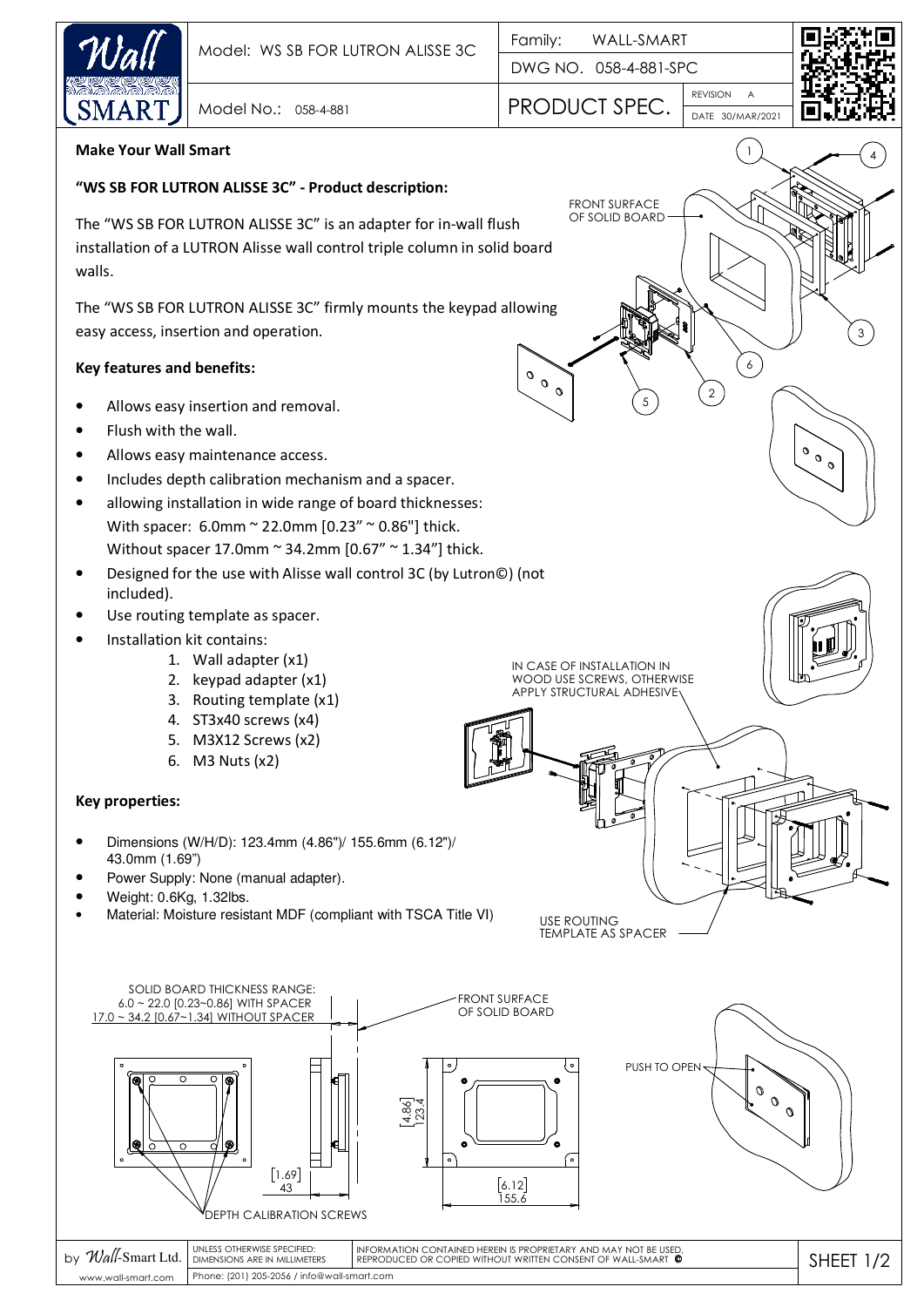| Model: WS SB FOR LUTRON ALISSE 3C | Family: WALL-SMART |
| --- | --- |
| Model No.: 058-4-881 | DWG NO. 058-4-881-SPC |
| PRODUCT SPEC. | REVISION A, DATE 30/MAR/2021 |

**Make Your Wall Smart**

**"WS SB FOR LUTRON ALISSE 3C" - Product description:**

The "WS SB FOR LUTRON ALISSE 3C" is an adapter for in-wall flush installation of a LUTRON Alisse wall control triple column in solid board walls.

The "WS SB FOR LUTRON ALISSE 3C" firmly mounts the keypad allowing easy access, insertion and operation.

**Key features and benefits:**

- Allows easy insertion and removal.
- Flush with the wall.
- Allows easy maintenance access.
- Includes depth calibration mechanism and a spacer.
- allowing installation in wide range of board thicknesses:
  With spacer: 6.0mm ~ 22.0mm [0.23" ~ 0.86"] thick.
  Without spacer 17.0mm ~ 34.2mm [0.67" ~ 1.34"] thick.
- Designed for the use with Alisse wall control 3C (by Lutron©) (not included).
- Use routing template as spacer.
- Installation kit contains:
  1. Wall adapter (x1)
  2. keypad adapter (x1)
  3. Routing template (x1)
  4. ST3x40 screws (x4)
  5. M3X12 Screws (x2)
  6. M3 Nuts (x2)

**Key properties:**

- Dimensions (W/H/D): 123.4mm (4.86")/ 155.6mm (6.12")/ 43.0mm (1.69")
- Power Supply: None (manual adapter).
- Weight: 0.6Kg, 1.32lbs.
- Material: Moisture resistant MDF (compliant with TSCA Title VI)

FRONT SURFACE OF SOLID BOARD

IN CASE OF INSTALLATION IN WOOD USE SCREWS, OTHERWISE APPLY STRUCTURAL ADHESIVE

USE ROUTING TEMPLATE AS SPACER

SOLID BOARD THICKNESS RANGE:
6.0 ~ 22.0 [0.23~0.86] WITH SPACER
17.0 ~ 34.2 [0.67~1.34] WITHOUT SPACER

FRONT SURFACE OF SOLID BOARD

PUSH TO OPEN

[1.69] 43

[4.86] 123.4

[6.12] 155.6

DEPTH CALIBRATION SCREWS

by Wall-Smart Ltd. | UNLESS OTHERWISE SPECIFIED: DIMENSIONS ARE IN MILLIMETERS | INFORMATION CONTAINED HEREIN IS PROPRIETARY AND MAY NOT BE USED, REPRODUCED OR COPIED WITHOUT WRITTEN CONSENT OF WALL-SMART ©

www.wall-smart.com | Phone: (201) 205-2056 / info@wall-smart.com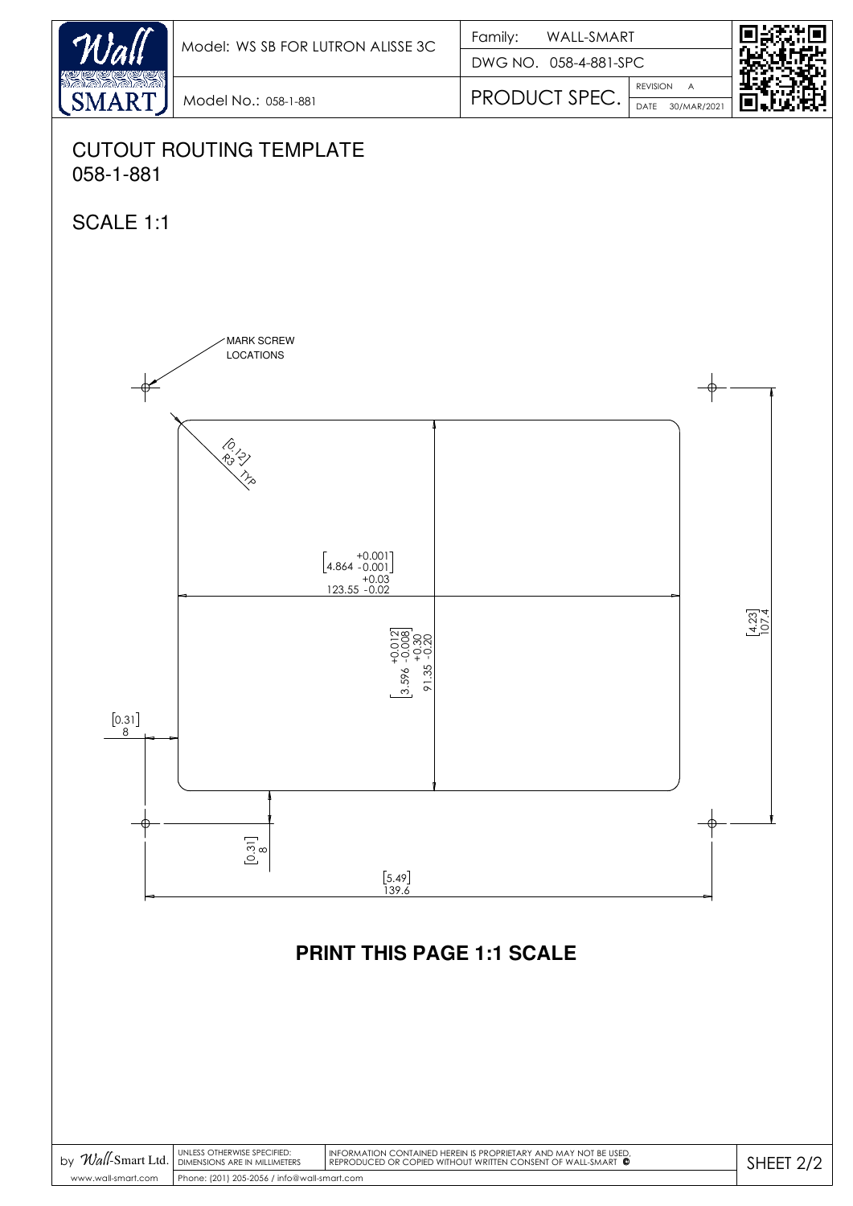| | | | | |
|---|---|---|---|---|
| Wall SMART | Model: WS SB FOR LUTRON ALISSE 3C | Family: WALL-SMART | | |
| | | DWG NO. 058-4-881-SPC | | |
| | Model No.: 058-1-881 | PRODUCT SPEC. | REVISION A | |
| | | | DATE 30/MAR/2021 | |

# CUTOUT ROUTING TEMPLATE
058-1-881

## SCALE 1:1

MARK SCREW LOCATIONS

[0.12] R3 TYP

[4.864 +0.001 -0.001]
123.55 +0.03 -0.02

[3.596 +0.012 -0.008]
91.35 +0.30 -0.20

[4.23]
107.4

[0.31]
8

[0.31]
8

[5.49]
139.6

**PRINT THIS PAGE 1:1 SCALE**

| | | | |
|---|---|---|---|
| by Wall-Smart Ltd. | UNLESS OTHERWISE SPECIFIED: DIMENSIONS ARE IN MILLIMETERS | INFORMATION CONTAINED HEREIN IS PROPRIETARY AND MAY NOT BE USED, REPRODUCED OR COPIED WITHOUT WRITTEN CONSENT OF WALL-SMART © | SHEET 2/2 |
| www.wall-smart.com | Phone: (201) 205-2056 / info@wall-smart.com | | |